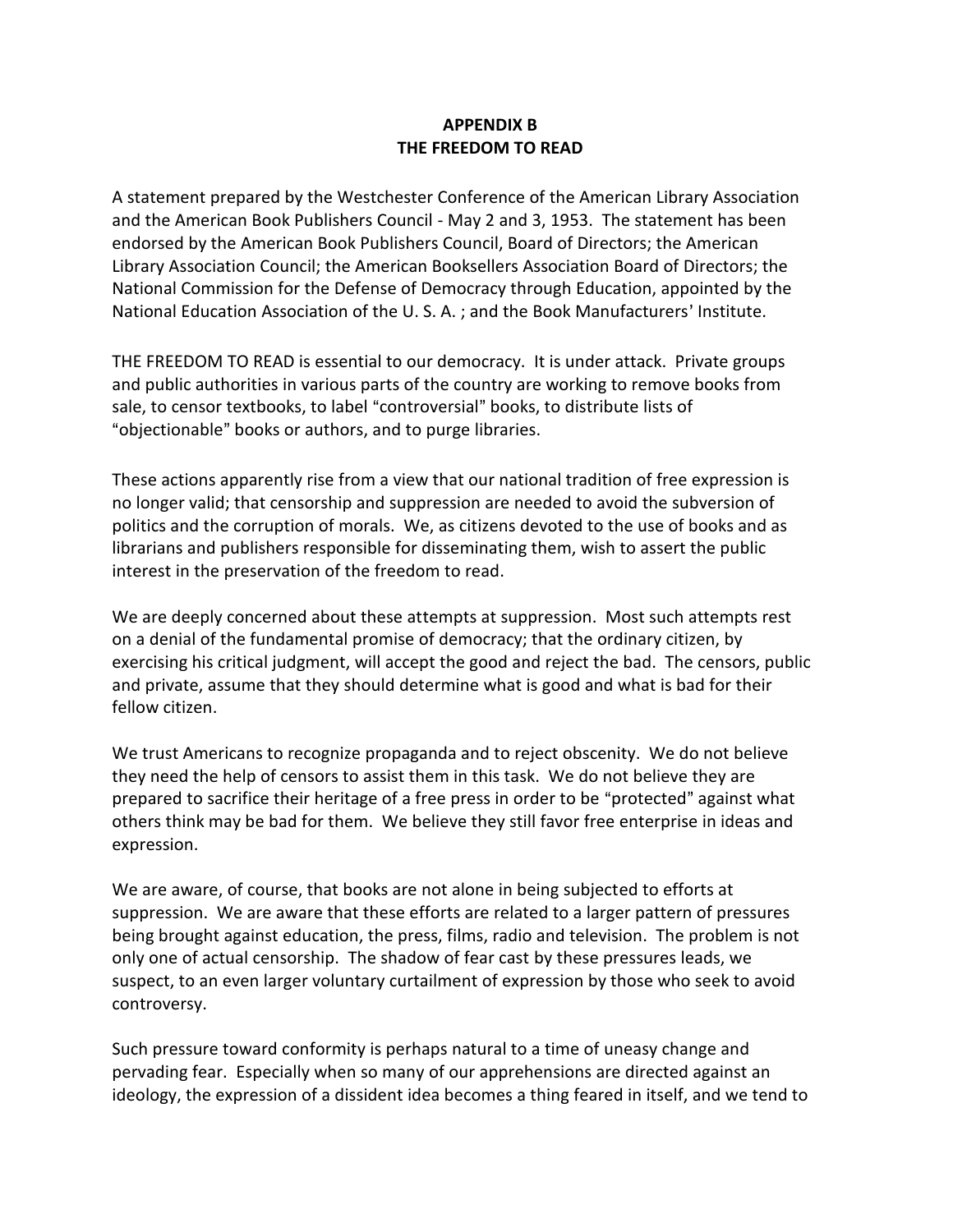# APPENDIX B
# THE FREEDOM TO READ

A statement prepared by the Westchester Conference of the American Library Association and the American Book Publishers Council - May 2 and 3, 1953. The statement has been endorsed by the American Book Publishers Council, Board of Directors; the American Library Association Council; the American Booksellers Association Board of Directors; the National Commission for the Defense of Democracy through Education, appointed by the National Education Association of the U. S. A. ; and the Book Manufacturers' Institute.

THE FREEDOM TO READ is essential to our democracy. It is under attack. Private groups and public authorities in various parts of the country are working to remove books from sale, to censor textbooks, to label "controversial" books, to distribute lists of "objectionable" books or authors, and to purge libraries.

These actions apparently rise from a view that our national tradition of free expression is no longer valid; that censorship and suppression are needed to avoid the subversion of politics and the corruption of morals. We, as citizens devoted to the use of books and as librarians and publishers responsible for disseminating them, wish to assert the public interest in the preservation of the freedom to read.

We are deeply concerned about these attempts at suppression. Most such attempts rest on a denial of the fundamental promise of democracy; that the ordinary citizen, by exercising his critical judgment, will accept the good and reject the bad. The censors, public and private, assume that they should determine what is good and what is bad for their fellow citizen.

We trust Americans to recognize propaganda and to reject obscenity. We do not believe they need the help of censors to assist them in this task. We do not believe they are prepared to sacrifice their heritage of a free press in order to be "protected" against what others think may be bad for them. We believe they still favor free enterprise in ideas and expression.

We are aware, of course, that books are not alone in being subjected to efforts at suppression. We are aware that these efforts are related to a larger pattern of pressures being brought against education, the press, films, radio and television. The problem is not only one of actual censorship. The shadow of fear cast by these pressures leads, we suspect, to an even larger voluntary curtailment of expression by those who seek to avoid controversy.

Such pressure toward conformity is perhaps natural to a time of uneasy change and pervading fear. Especially when so many of our apprehensions are directed against an ideology, the expression of a dissident idea becomes a thing feared in itself, and we tend to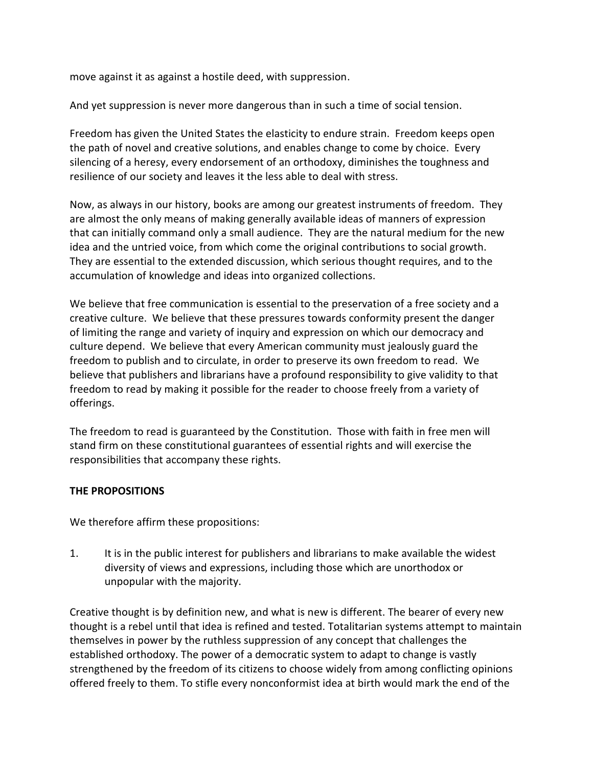move against it as against a hostile deed, with suppression.

And yet suppression is never more dangerous than in such a time of social tension.

Freedom has given the United States the elasticity to endure strain. Freedom keeps open the path of novel and creative solutions, and enables change to come by choice. Every silencing of a heresy, every endorsement of an orthodoxy, diminishes the toughness and resilience of our society and leaves it the less able to deal with stress.

Now, as always in our history, books are among our greatest instruments of freedom. They are almost the only means of making generally available ideas of manners of expression that can initially command only a small audience. They are the natural medium for the new idea and the untried voice, from which come the original contributions to social growth. They are essential to the extended discussion, which serious thought requires, and to the accumulation of knowledge and ideas into organized collections.

We believe that free communication is essential to the preservation of a free society and a creative culture. We believe that these pressures towards conformity present the danger of limiting the range and variety of inquiry and expression on which our democracy and culture depend. We believe that every American community must jealously guard the freedom to publish and to circulate, in order to preserve its own freedom to read. We believe that publishers and librarians have a profound responsibility to give validity to that freedom to read by making it possible for the reader to choose freely from a variety of offerings.

The freedom to read is guaranteed by the Constitution. Those with faith in free men will stand firm on these constitutional guarantees of essential rights and will exercise the responsibilities that accompany these rights.

**THE PROPOSITIONS**

We therefore affirm these propositions:

1. It is in the public interest for publishers and librarians to make available the widest diversity of views and expressions, including those which are unorthodox or unpopular with the majority.

Creative thought is by definition new, and what is new is different. The bearer of every new thought is a rebel until that idea is refined and tested. Totalitarian systems attempt to maintain themselves in power by the ruthless suppression of any concept that challenges the established orthodoxy. The power of a democratic system to adapt to change is vastly strengthened by the freedom of its citizens to choose widely from among conflicting opinions offered freely to them. To stifle every nonconformist idea at birth would mark the end of the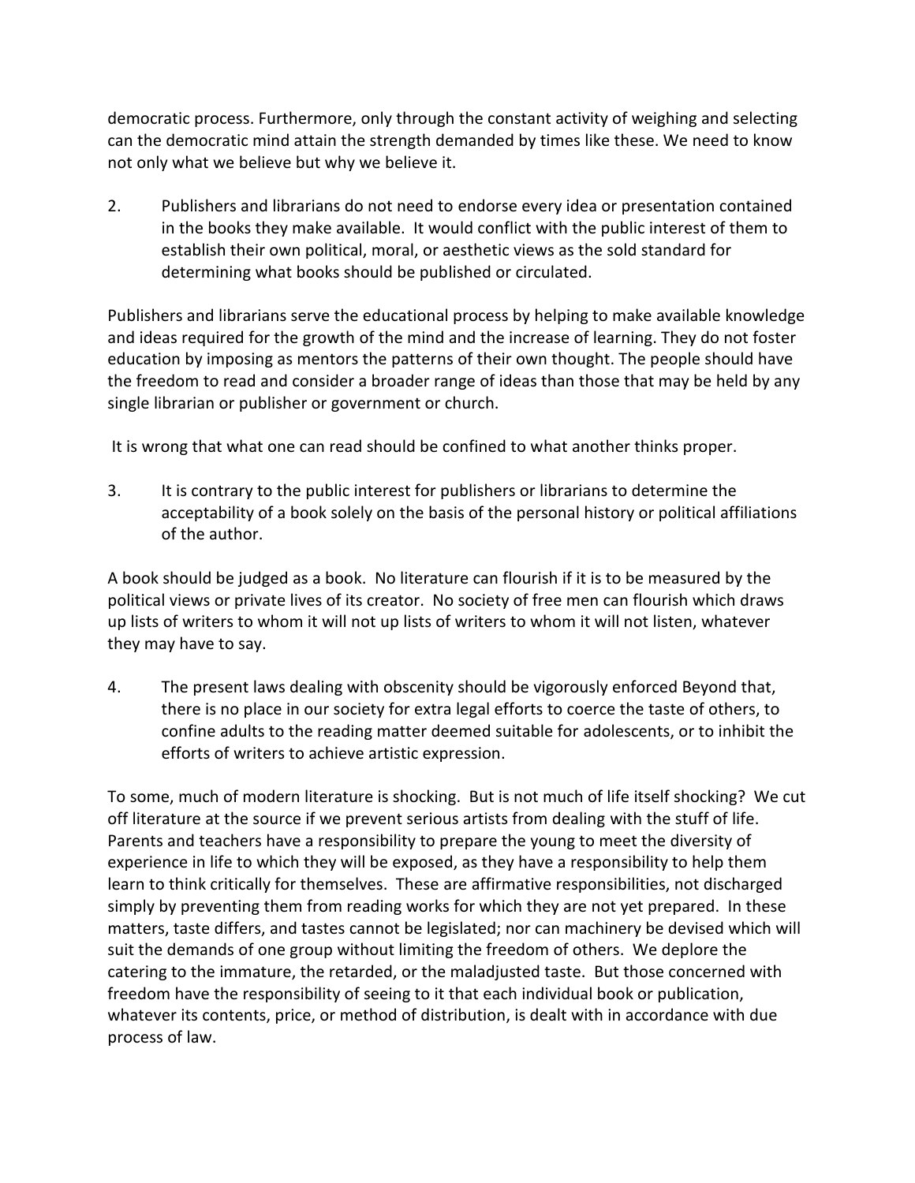democratic process. Furthermore, only through the constant activity of weighing and selecting can the democratic mind attain the strength demanded by times like these. We need to know not only what we believe but why we believe it.

2. Publishers and librarians do not need to endorse every idea or presentation contained in the books they make available. It would conflict with the public interest of them to establish their own political, moral, or aesthetic views as the sold standard for determining what books should be published or circulated.

Publishers and librarians serve the educational process by helping to make available knowledge and ideas required for the growth of the mind and the increase of learning. They do not foster education by imposing as mentors the patterns of their own thought. The people should have the freedom to read and consider a broader range of ideas than those that may be held by any single librarian or publisher or government or church.

It is wrong that what one can read should be confined to what another thinks proper.

3. It is contrary to the public interest for publishers or librarians to determine the acceptability of a book solely on the basis of the personal history or political affiliations of the author.

A book should be judged as a book. No literature can flourish if it is to be measured by the political views or private lives of its creator. No society of free men can flourish which draws up lists of writers to whom it will not up lists of writers to whom it will not listen, whatever they may have to say.

4. The present laws dealing with obscenity should be vigorously enforced Beyond that, there is no place in our society for extra legal efforts to coerce the taste of others, to confine adults to the reading matter deemed suitable for adolescents, or to inhibit the efforts of writers to achieve artistic expression.

To some, much of modern literature is shocking. But is not much of life itself shocking? We cut off literature at the source if we prevent serious artists from dealing with the stuff of life. Parents and teachers have a responsibility to prepare the young to meet the diversity of experience in life to which they will be exposed, as they have a responsibility to help them learn to think critically for themselves. These are affirmative responsibilities, not discharged simply by preventing them from reading works for which they are not yet prepared. In these matters, taste differs, and tastes cannot be legislated; nor can machinery be devised which will suit the demands of one group without limiting the freedom of others. We deplore the catering to the immature, the retarded, or the maladjusted taste. But those concerned with freedom have the responsibility of seeing to it that each individual book or publication, whatever its contents, price, or method of distribution, is dealt with in accordance with due process of law.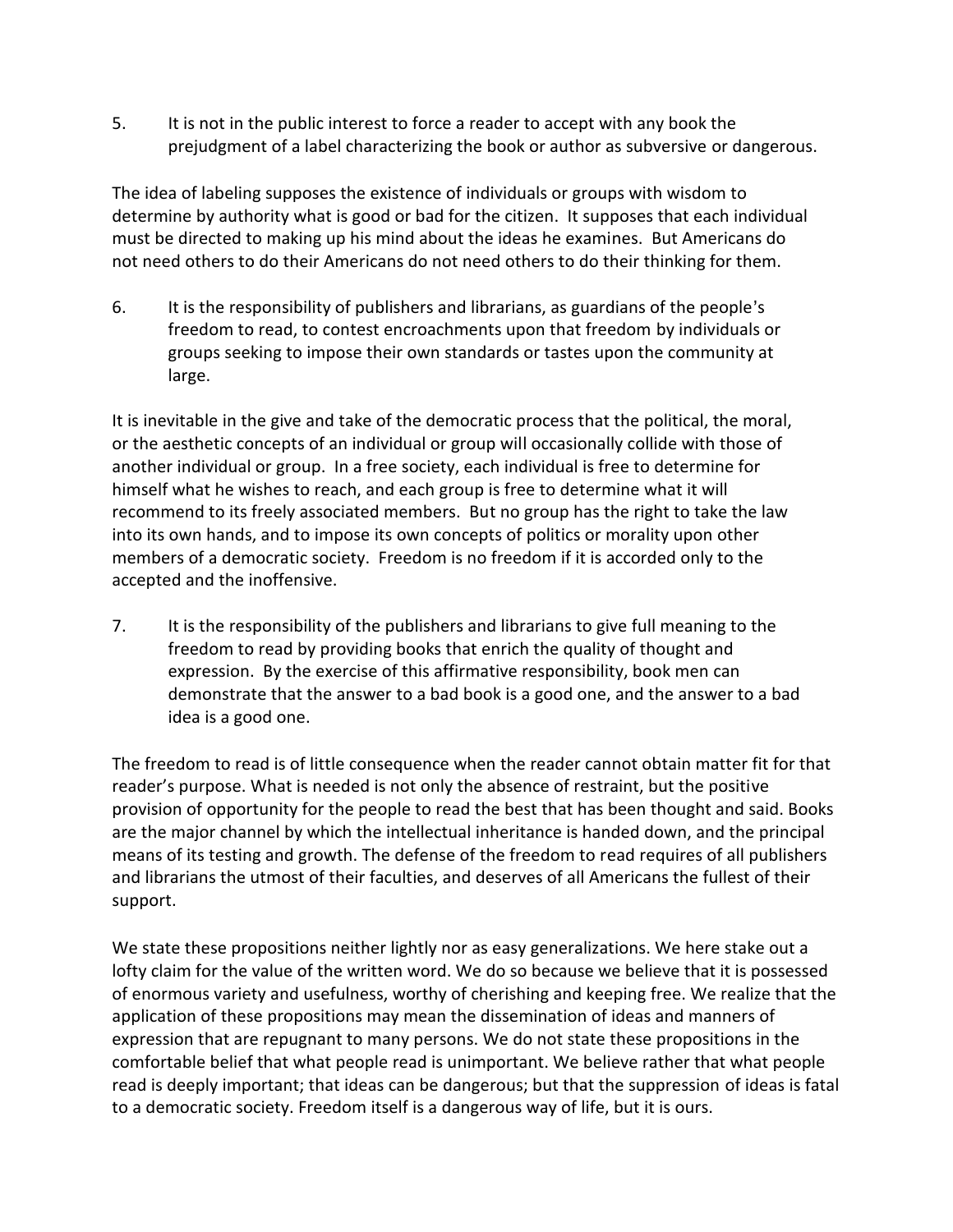5. It is not in the public interest to force a reader to accept with any book the prejudgment of a label characterizing the book or author as subversive or dangerous.

The idea of labeling supposes the existence of individuals or groups with wisdom to determine by authority what is good or bad for the citizen. It supposes that each individual must be directed to making up his mind about the ideas he examines. But Americans do not need others to do their Americans do not need others to do their thinking for them.

6. It is the responsibility of publishers and librarians, as guardians of the people's freedom to read, to contest encroachments upon that freedom by individuals or groups seeking to impose their own standards or tastes upon the community at large.

It is inevitable in the give and take of the democratic process that the political, the moral, or the aesthetic concepts of an individual or group will occasionally collide with those of another individual or group. In a free society, each individual is free to determine for himself what he wishes to reach, and each group is free to determine what it will recommend to its freely associated members. But no group has the right to take the law into its own hands, and to impose its own concepts of politics or morality upon other members of a democratic society. Freedom is no freedom if it is accorded only to the accepted and the inoffensive.

7. It is the responsibility of the publishers and librarians to give full meaning to the freedom to read by providing books that enrich the quality of thought and expression. By the exercise of this affirmative responsibility, book men can demonstrate that the answer to a bad book is a good one, and the answer to a bad idea is a good one.

The freedom to read is of little consequence when the reader cannot obtain matter fit for that reader's purpose. What is needed is not only the absence of restraint, but the positive provision of opportunity for the people to read the best that has been thought and said. Books are the major channel by which the intellectual inheritance is handed down, and the principal means of its testing and growth. The defense of the freedom to read requires of all publishers and librarians the utmost of their faculties, and deserves of all Americans the fullest of their support.

We state these propositions neither lightly nor as easy generalizations. We here stake out a lofty claim for the value of the written word. We do so because we believe that it is possessed of enormous variety and usefulness, worthy of cherishing and keeping free. We realize that the application of these propositions may mean the dissemination of ideas and manners of expression that are repugnant to many persons. We do not state these propositions in the comfortable belief that what people read is unimportant. We believe rather that what people read is deeply important; that ideas can be dangerous; but that the suppression of ideas is fatal to a democratic society. Freedom itself is a dangerous way of life, but it is ours.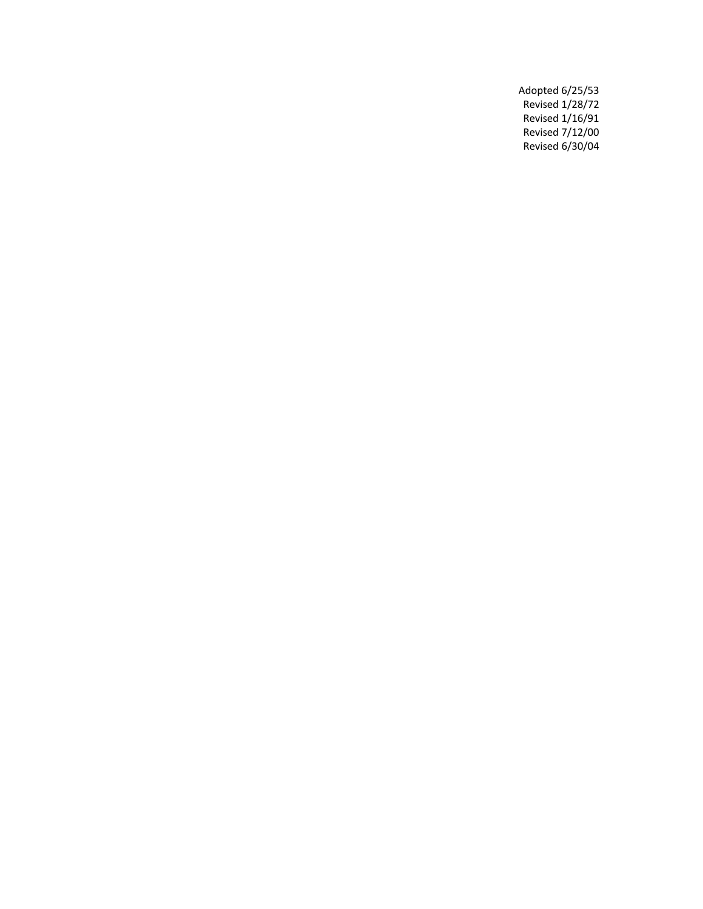Adopted 6/25/53
Revised 1/28/72
Revised 1/16/91
Revised 7/12/00
Revised 6/30/04